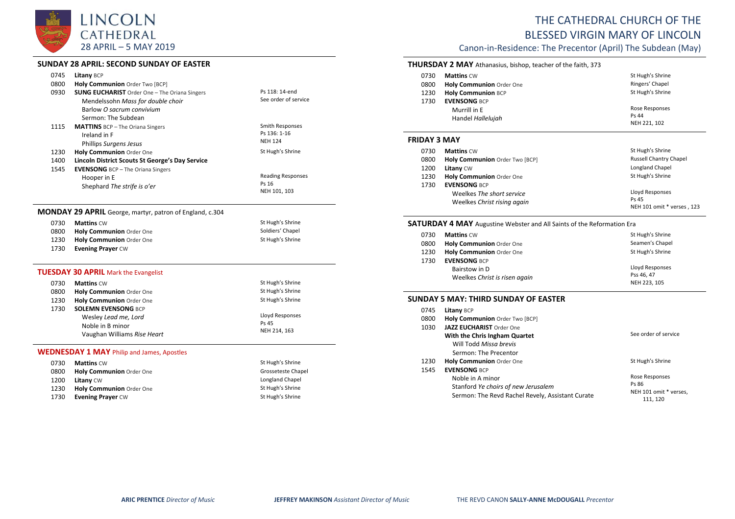# LINCOLN CATHEDRAL

28 APRIL – 5 MAY 2019

# THE CATHEDRAL CHURCH OF THE BLESSED VIRGIN MARY OF LINCOLN

Canon-in-Residence: The Precentor (April) The Subdean (May)

## SUNDAY 28 APRIL: SECOND SUNDAY OF EASTER

| | | |
|---|---|---|
| 0745 | **Litany** BCP | |
| 0800 | **Holy Communion** Order Two [BCP] | |
| 0930 | **SUNG EUCHARIST** Order One – The Oriana Singers<br>Mendelssohn *Mass for double choir*<br>Barlow *O sacrum convivium*<br>Sermon: The Subdean | Ps 118: 14-end<br>See order of service |
| 1115 | **MATTINS** BCP – The Oriana Singers<br>Ireland in F<br>Phillips *Surgens Jesus* | Smith Responses<br>Ps 136: 1-16<br>NEH 124 |
| 1230 | **Holy Communion** Order One | St Hugh's Shrine |
| 1400 | **Lincoln District Scouts St George's Day Service** | |
| 1545 | **EVENSONG** BCP – The Oriana Singers<br>Hooper in E<br>Shephard *The strife is o'er* | Reading Responses<br>Ps 16<br>NEH 101, 103 |

## MONDAY 29 APRIL George, martyr, patron of England, c.304

| | | |
|---|---|---|
| 0730 | **Mattins** CW | St Hugh's Shrine |
| 0800 | **Holy Communion** Order One | Soldiers' Chapel |
| 1230 | **Holy Communion** Order One | St Hugh's Shrine |
| 1730 | **Evening Prayer** CW | |

## TUESDAY 30 APRIL Mark the Evangelist

| | | |
|---|---|---|
| 0730 | **Mattins** CW | St Hugh's Shrine |
| 0800 | **Holy Communion** Order One | St Hugh's Shrine |
| 1230 | **Holy Communion** Order One | St Hugh's Shrine |
| 1730 | **SOLEMN EVENSONG** BCP<br>Wesley *Lead me, Lord*<br>Noble in B minor<br>Vaughan Williams *Rise Heart* | Lloyd Responses<br>Ps 45<br>NEH 214, 163 |

## WEDNESDAY 1 MAY Philip and James, Apostles

| | | |
|---|---|---|
| 0730 | **Mattins** CW | St Hugh's Shrine |
| 0800 | **Holy Communion** Order One | Grosseteste Chapel |
| 1200 | **Litany** CW | Longland Chapel |
| 1230 | **Holy Communion** Order One | St Hugh's Shrine |
| 1730 | **Evening Prayer** CW | St Hugh's Shrine |

## THURSDAY 2 MAY Athanasius, bishop, teacher of the faith, 373

| | | |
|---|---|---|
| 0730 | **Mattins** CW | St Hugh's Shrine |
| 0800 | **Holy Communion** Order One | Ringers' Chapel |
| 1230 | **Holy Communion** BCP | St Hugh's Shrine |
| 1730 | **EVENSONG** BCP<br>Murrill in E<br>Handel *Hallelujah* | Rose Responses<br>Ps 44<br>NEH 221, 102 |

## FRIDAY 3 MAY

| | | |
|---|---|---|
| 0730 | **Mattins** CW | St Hugh's Shrine |
| 0800 | **Holy Communion** Order Two [BCP] | Russell Chantry Chapel |
| 1200 | **Litany** CW | Longland Chapel |
| 1230 | **Holy Communion** Order One | St Hugh's Shrine |
| 1730 | **EVENSONG** BCP<br>Weelkes *The short service*<br>Weelkes *Christ rising again* | Lloyd Responses<br>Ps 45<br>NEH 101 omit * verses , 123 |

## SATURDAY 4 MAY Augustine Webster and All Saints of the Reformation Era

| | | |
|---|---|---|
| 0730 | **Mattins** CW | St Hugh's Shrine |
| 0800 | **Holy Communion** Order One | Seamen's Chapel |
| 1230 | **Holy Communion** Order One | St Hugh's Shrine |
| 1730 | **EVENSONG** BCP<br>Bairstow in D<br>Weelkes *Christ is risen again* | Lloyd Responses<br>Pss 46, 47<br>NEH 223, 105 |

## SUNDAY 5 MAY: THIRD SUNDAY OF EASTER

| | | |
|---|---|---|
| 0745 | **Litany** BCP | |
| 0800 | **Holy Communion** Order Two [BCP] | |
| 1030 | **JAZZ EUCHARIST** Order One<br>**With the Chris Ingham Quartet**<br>Will Todd *Missa brevis*<br>Sermon: The Precentor | See order of service |
| 1230 | **Holy Communion** Order One | St Hugh's Shrine |
| 1545 | **EVENSONG** BCP<br>Noble in A minor<br>Stanford *Ye choirs of new Jerusalem*<br>Sermon: The Revd Rachel Revely, Assistant Curate | Rose Responses<br>Ps 86<br>NEH 101 omit * verses, 111, 120 |

**ARIC PRENTICE** *Director of Music* **JEFFREY MAKINSON** *Assistant Director of Music* THE REVD CANON **SALLY-ANNE McDOUGALL** *Precentor*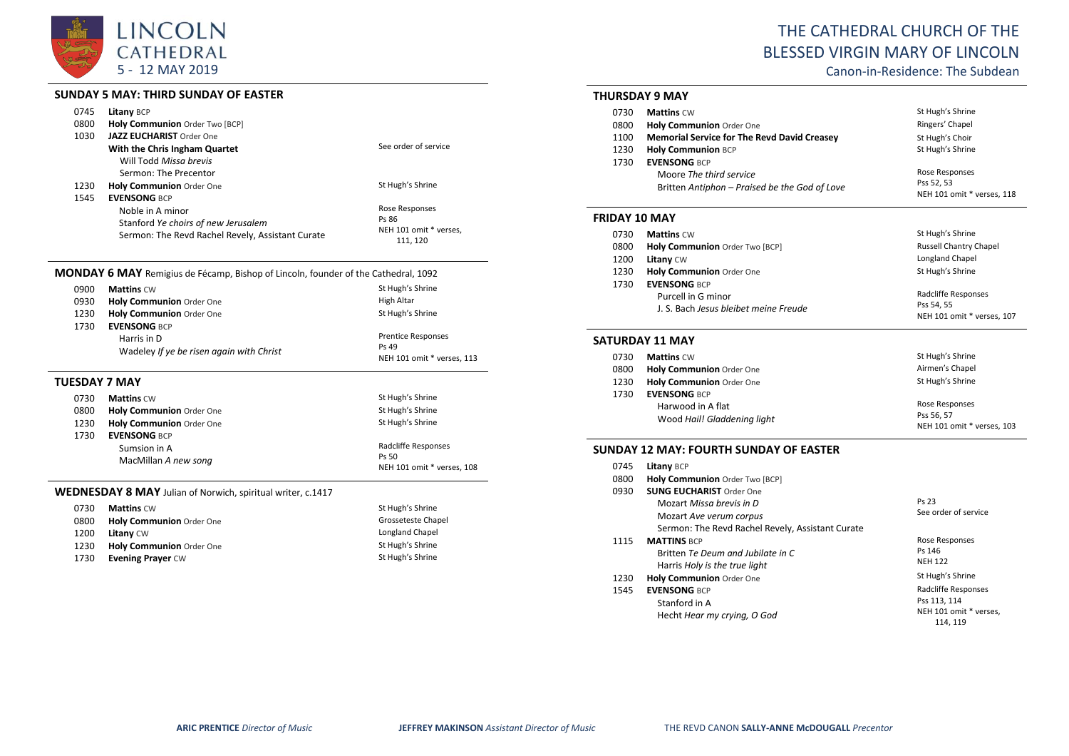# LINCOLN CATHEDRAL
5 - 12 MAY 2019

# THE CATHEDRAL CHURCH OF THE BLESSED VIRGIN MARY OF LINCOLN
Canon-in-Residence: The Subdean

## SUNDAY 5 MAY: THIRD SUNDAY OF EASTER

| | | |
|---|---|---|
| 0745 | **Litany** BCP | |
| 0800 | **Holy Communion** Order Two [BCP] | |
| 1030 | **JAZZ EUCHARIST** Order One<br>**With the Chris Ingham Quartet**<br>Will Todd *Missa brevis*<br>Sermon: The Precentor | See order of service |
| 1230 | **Holy Communion** Order One | St Hugh's Shrine |
| 1545 | **EVENSONG** BCP<br>Noble in A minor<br>Stanford *Ye choirs of new Jerusalem*<br>Sermon: The Revd Rachel Revely, Assistant Curate | Rose Responses<br>Ps 86<br>NEH 101 omit * verses, 111, 120 |

## MONDAY 6 MAY Remigius de Fécamp, Bishop of Lincoln, founder of the Cathedral, 1092

| | | |
|---|---|---|
| 0900 | **Mattins** CW | St Hugh's Shrine |
| 0930 | **Holy Communion** Order One | High Altar |
| 1230 | **Holy Communion** Order One | St Hugh's Shrine |
| 1730 | **EVENSONG** BCP<br>Harris in D<br>Wadeley *If ye be risen again with Christ* | Prentice Responses<br>Ps 49<br>NEH 101 omit * verses, 113 |

## TUESDAY 7 MAY

| | | |
|---|---|---|
| 0730 | **Mattins** CW | St Hugh's Shrine |
| 0800 | **Holy Communion** Order One | St Hugh's Shrine |
| 1230 | **Holy Communion** Order One | St Hugh's Shrine |
| 1730 | **EVENSONG** BCP<br>Sumsion in A<br>MacMillan *A new song* | Radcliffe Responses<br>Ps 50<br>NEH 101 omit * verses, 108 |

## WEDNESDAY 8 MAY Julian of Norwich, spiritual writer, c.1417

| | | |
|---|---|---|
| 0730 | **Mattins** CW | St Hugh's Shrine |
| 0800 | **Holy Communion** Order One | Grosseteste Chapel |
| 1200 | **Litany** CW | Longland Chapel |
| 1230 | **Holy Communion** Order One | St Hugh's Shrine |
| 1730 | **Evening Prayer** CW | St Hugh's Shrine |

## THURSDAY 9 MAY

| | | |
|---|---|---|
| 0730 | **Mattins** CW | St Hugh's Shrine |
| 0800 | **Holy Communion** Order One | Ringers' Chapel |
| 1100 | **Memorial Service for The Revd David Creasey** | St Hugh's Choir |
| 1230 | **Holy Communion** BCP | St Hugh's Shrine |
| 1730 | **EVENSONG** BCP<br>Moore *The third service*<br>Britten *Antiphon – Praised be the God of Love* | Rose Responses<br>Pss 52, 53<br>NEH 101 omit * verses, 118 |

## FRIDAY 10 MAY

| | | |
|---|---|---|
| 0730 | **Mattins** CW | St Hugh's Shrine |
| 0800 | **Holy Communion** Order Two [BCP] | Russell Chantry Chapel |
| 1200 | **Litany** CW | Longland Chapel |
| 1230 | **Holy Communion** Order One | St Hugh's Shrine |
| 1730 | **EVENSONG** BCP<br>Purcell in G minor<br>J. S. Bach *Jesus bleibet meine Freude* | Radcliffe Responses<br>Pss 54, 55<br>NEH 101 omit * verses, 107 |

## SATURDAY 11 MAY

| | | |
|---|---|---|
| 0730 | **Mattins** CW | St Hugh's Shrine |
| 0800 | **Holy Communion** Order One | Airmen's Chapel |
| 1230 | **Holy Communion** Order One | St Hugh's Shrine |
| 1730 | **EVENSONG** BCP<br>Harwood in A flat<br>Wood *Hail! Gladdening light* | Rose Responses<br>Pss 56, 57<br>NEH 101 omit * verses, 103 |

## SUNDAY 12 MAY: FOURTH SUNDAY OF EASTER

| | | |
|---|---|---|
| 0745 | **Litany** BCP | |
| 0800 | **Holy Communion** Order Two [BCP] | |
| 0930 | **SUNG EUCHARIST** Order One<br>Mozart *Missa brevis in D*<br>Mozart *Ave verum corpus*<br>Sermon: The Revd Rachel Revely, Assistant Curate | Ps 23<br>See order of service |
| 1115 | **MATTINS** BCP<br>Britten *Te Deum and Jubilate in C*<br>Harris *Holy is the true light* | Rose Responses<br>Ps 146<br>NEH 122 |
| 1230 | **Holy Communion** Order One | St Hugh's Shrine |
| 1545 | **EVENSONG** BCP<br>Stanford in A<br>Hecht *Hear my crying, O God* | Radcliffe Responses<br>Pss 113, 114<br>NEH 101 omit * verses, 114, 119 |

**ARIC PRENTICE** *Director of Music* **JEFFREY MAKINSON** *Assistant Director of Music* THE REVD CANON **SALLY-ANNE McDOUGALL** *Precentor*